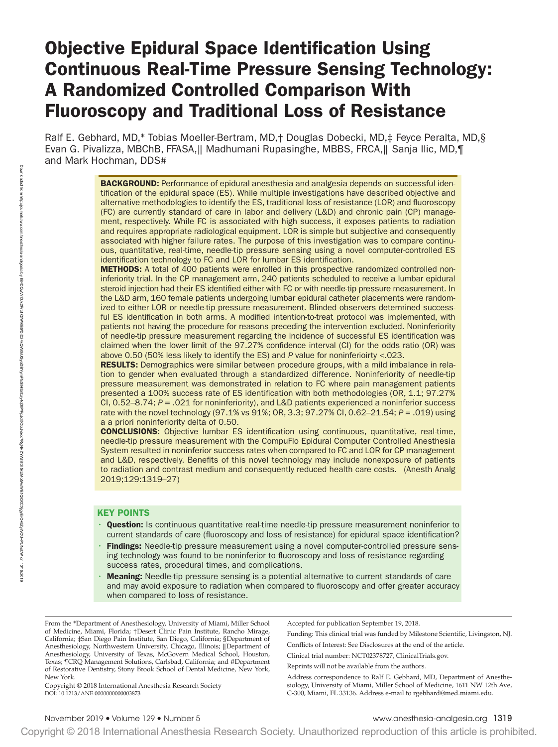# Objective Epidural Space Identification Using Continuous Real-Time Pressure Sensing Technology: A Randomized Controlled Comparison With Fluoroscopy and Traditional Loss of Resistance

Ralf E. Gebhard, MD,* Tobias Moeller-Bertram, MD,† Douglas Dobecki, MD,‡ Feyce Peralta, MD,§ Evan G. Pivalizza, MBChB, FFASA,|| Madhumani Rupasinghe, MBBS, FRCA,|| Sanja Ilic, MD,¶ and Mark Hochman, DDS#

**BACKGROUND:** Performance of epidural anesthesia and analgesia depends on successful identification of the epidural space (ES). While multiple investigations have described objective and alternative methodologies to identify the ES, traditional loss of resistance (LOR) and fluoroscopy (FC) are currently standard of care in labor and delivery (L&D) and chronic pain (CP) management, respectively. While FC is associated with high success, it exposes patients to radiation and requires appropriate radiological equipment. LOR is simple but subjective and consequently associated with higher failure rates. The purpose of this investigation was to compare continuous, quantitative, real-time, needle-tip pressure sensing using a novel computer-controlled ES identification technology to FC and LOR for lumbar ES identification.

**METHODS:** A total of 400 patients were enrolled in this prospective randomized controlled noninferiority trial. In the CP management arm, 240 patients scheduled to receive a lumbar epidural steroid injection had their ES identified either with FC or with needle-tip pressure measurement. In the L&D arm, 160 female patients undergoing lumbar epidural catheter placements were randomized to either LOR or needle-tip pressure measurement. Blinded observers determined successful ES identification in both arms. A modified intention-to-treat protocol was implemented, with patients not having the procedure for reasons preceding the intervention excluded. Noninferiority of needle-tip pressure measurement regarding the incidence of successful ES identification was claimed when the lower limit of the 97.27% confidence interval (CI) for the odds ratio (OR) was above 0.50 (50% less likely to identify the ES) and *P* value for noninferioirty <.023.

**RESULTS:** Demographics were similar between procedure groups, with a mild imbalance in relation to gender when evaluated through a standardized difference. Noninferiority of needle-tip pressure measurement was demonstrated in relation to FC where pain management patients presented a 100% success rate of ES identification with both methodologies (OR, 1.1; 97.27% CI, 0.52–8.74; *P* = .021 for noninferiority), and L&D patients experienced a noninferior success rate with the novel technology (97.1% vs 91%; OR, 3.3; 97.27% CI, 0.62–21.54; *P* = .019) using a a priori noninferiority delta of 0.50.

**CONCLUSIONS:** Objective lumbar ES identification using continuous, quantitative, real-time, needle-tip pressure measurement with the CompuFlo Epidural Computer Controlled Anesthesia System resulted in noninferior success rates when compared to FC and LOR for CP management and L&D, respectively. Benefits of this novel technology may include nonexposure of patients to radiation and contrast medium and consequently reduced health care costs. (Anesth Analg 2019;129:1319–27)

## KEY POINTS

- **Question:** Is continuous quantitative real-time needle-tip pressure measurement noninferior to current standards of care (fluoroscopy and loss of resistance) for epidural space identification?
- **Findings:** Needle-tip pressure measurement using a novel computer-controlled pressure sensing technology was found to be noninferior to fluoroscopy and loss of resistance regarding success rates, procedural times, and complications.
- **Meaning:** Needle-tip pressure sensing is a potential alternative to current standards of care and may avoid exposure to radiation when compared to fluoroscopy and offer greater accuracy when compared to loss of resistance.

From the *Department of Anesthesiology, University of Miami, Miller School of Medicine, Miami, Florida; †Desert Clinic Pain Institute, Rancho Mirage, California; ‡San Diego Pain Institute, San Diego, California; §Department of Anesthesiology, Northwestern University, Chicago, Illinois; ||Department of Anesthesiology, University of Texas, McGovern Medical School, Houston, Texas; ¶CRQ Management Solutions, Carlsbad, California; and #Department of Restorative Dentistry, Stony Brook School of Dental Medicine, New York, New York.

Copyright © 2018 International Anesthesia Research Society
DOI: 10.1213/ANE.0000000000003873

Accepted for publication September 19, 2018.

Funding: This clinical trial was funded by Milestone Scientific, Livingston, NJ.

Conflicts of Interest: See Disclosures at the end of the article.

Clinical trial number: NCT02378727, ClinicalTrials.gov.

Reprints will not be available from the authors.

Address correspondence to Ralf E. Gebhard, MD, Department of Anesthesiology, University of Miami, Miller School of Medicine, 1611 NW 12th Ave, C-300, Miami, FL 33136. Address e-mail to rgebhard@med.miami.edu.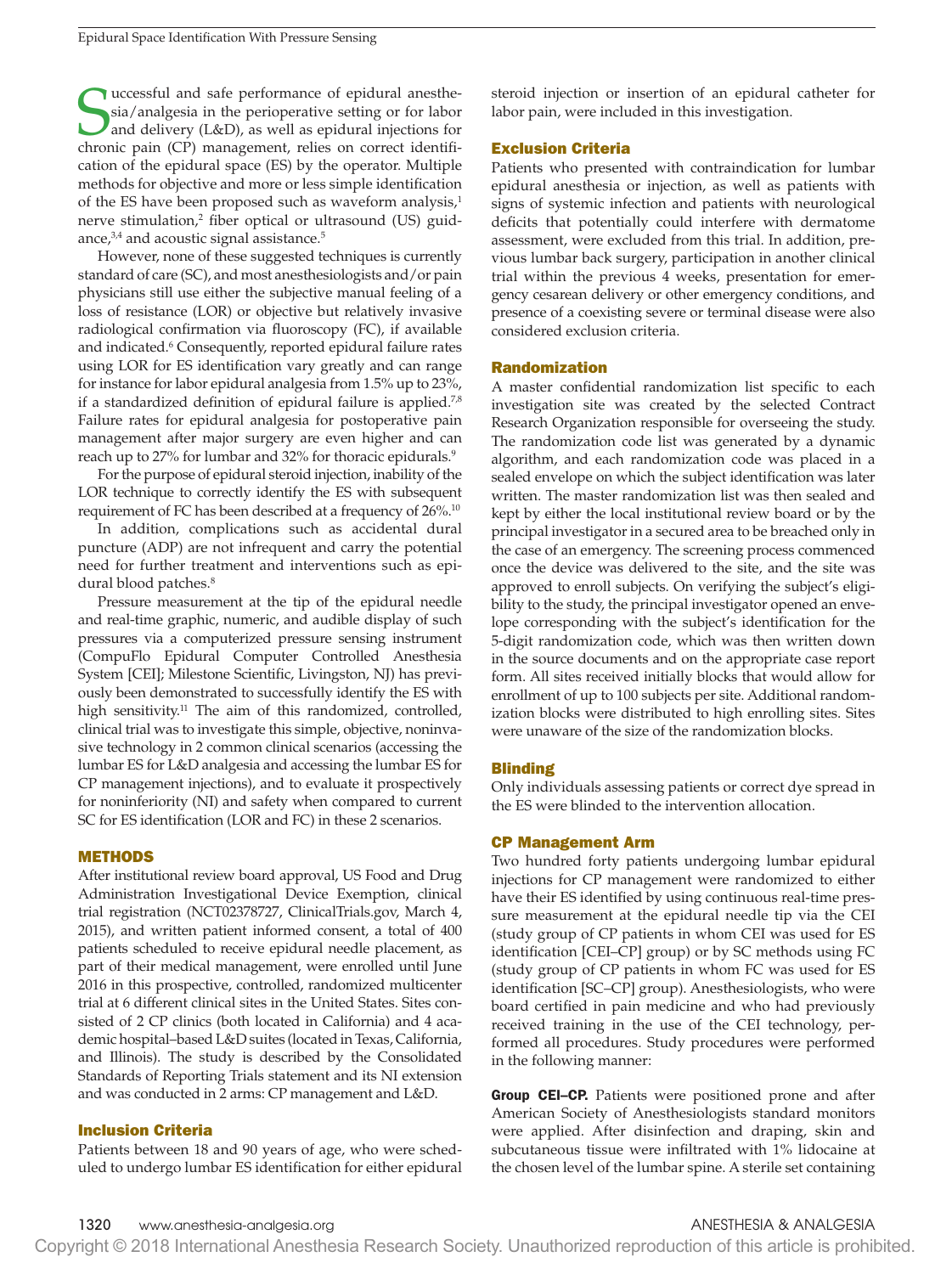Successful and safe performance of epidural anesthesia/analgesia in the perioperative setting or for labor and delivery (L&D), as well as epidural injections for chronic pain (CP) management, relies on correct identification of the epidural space (ES) by the operator. Multiple methods for objective and more or less simple identification of the ES have been proposed such as waveform analysis,[1] nerve stimulation,[2] fiber optical or ultrasound (US) guidance,[3,4] and acoustic signal assistance.[5]

However, none of these suggested techniques is currently standard of care (SC), and most anesthesiologists and/or pain physicians still use either the subjective manual feeling of a loss of resistance (LOR) or objective but relatively invasive radiological confirmation via fluoroscopy (FC), if available and indicated.[6] Consequently, reported epidural failure rates using LOR for ES identification vary greatly and can range for instance for labor epidural analgesia from 1.5% up to 23%, if a standardized definition of epidural failure is applied.[7,8] Failure rates for epidural analgesia for postoperative pain management after major surgery are even higher and can reach up to 27% for lumbar and 32% for thoracic epidurals.[9]

For the purpose of epidural steroid injection, inability of the LOR technique to correctly identify the ES with subsequent requirement of FC has been described at a frequency of 26%.[10]

In addition, complications such as accidental dural puncture (ADP) are not infrequent and carry the potential need for further treatment and interventions such as epidural blood patches.[8]

Pressure measurement at the tip of the epidural needle and real-time graphic, numeric, and audible display of such pressures via a computerized pressure sensing instrument (CompuFlo Epidural Computer Controlled Anesthesia System [CEI]; Milestone Scientific, Livingston, NJ) has previously been demonstrated to successfully identify the ES with high sensitivity.[11] The aim of this randomized, controlled, clinical trial was to investigate this simple, objective, noninvasive technology in 2 common clinical scenarios (accessing the lumbar ES for L&D analgesia and accessing the lumbar ES for CP management injections), and to evaluate it prospectively for noninferiority (NI) and safety when compared to current SC for ES identification (LOR and FC) in these 2 scenarios.

## METHODS

After institutional review board approval, US Food and Drug Administration Investigational Device Exemption, clinical trial registration (NCT02378727, ClinicalTrials.gov, March 4, 2015), and written patient informed consent, a total of 400 patients scheduled to receive epidural needle placement, as part of their medical management, were enrolled until June 2016 in this prospective, controlled, randomized multicenter trial at 6 different clinical sites in the United States. Sites consisted of 2 CP clinics (both located in California) and 4 academic hospital–based L&D suites (located in Texas, California, and Illinois). The study is described by the Consolidated Standards of Reporting Trials statement and its NI extension and was conducted in 2 arms: CP management and L&D.

### Inclusion Criteria

Patients between 18 and 90 years of age, who were scheduled to undergo lumbar ES identification for either epidural steroid injection or insertion of an epidural catheter for labor pain, were included in this investigation.

### Exclusion Criteria

Patients who presented with contraindication for lumbar epidural anesthesia or injection, as well as patients with signs of systemic infection and patients with neurological deficits that potentially could interfere with dermatome assessment, were excluded from this trial. In addition, previous lumbar back surgery, participation in another clinical trial within the previous 4 weeks, presentation for emergency cesarean delivery or other emergency conditions, and presence of a coexisting severe or terminal disease were also considered exclusion criteria.

### Randomization

A master confidential randomization list specific to each investigation site was created by the selected Contract Research Organization responsible for overseeing the study. The randomization code list was generated by a dynamic algorithm, and each randomization code was placed in a sealed envelope on which the subject identification was later written. The master randomization list was then sealed and kept by either the local institutional review board or by the principal investigator in a secured area to be breached only in the case of an emergency. The screening process commenced once the device was delivered to the site, and the site was approved to enroll subjects. On verifying the subject's eligibility to the study, the principal investigator opened an envelope corresponding with the subject's identification for the 5-digit randomization code, which was then written down in the source documents and on the appropriate case report form. All sites received initially blocks that would allow for enrollment of up to 100 subjects per site. Additional randomization blocks were distributed to high enrolling sites. Sites were unaware of the size of the randomization blocks.

### Blinding

Only individuals assessing patients or correct dye spread in the ES were blinded to the intervention allocation.

### CP Management Arm

Two hundred forty patients undergoing lumbar epidural injections for CP management were randomized to either have their ES identified by using continuous real-time pressure measurement at the epidural needle tip via the CEI (study group of CP patients in whom CEI was used for ES identification [CEI–CP] group) or by SC methods using FC (study group of CP patients in whom FC was used for ES identification [SC–CP] group). Anesthesiologists, who were board certified in pain medicine and who had previously received training in the use of the CEI technology, performed all procedures. Study procedures were performed in the following manner:

**Group CEI–CP.** Patients were positioned prone and after American Society of Anesthesiologists standard monitors were applied. After disinfection and draping, skin and subcutaneous tissue were infiltrated with 1% lidocaine at the chosen level of the lumbar spine. A sterile set containing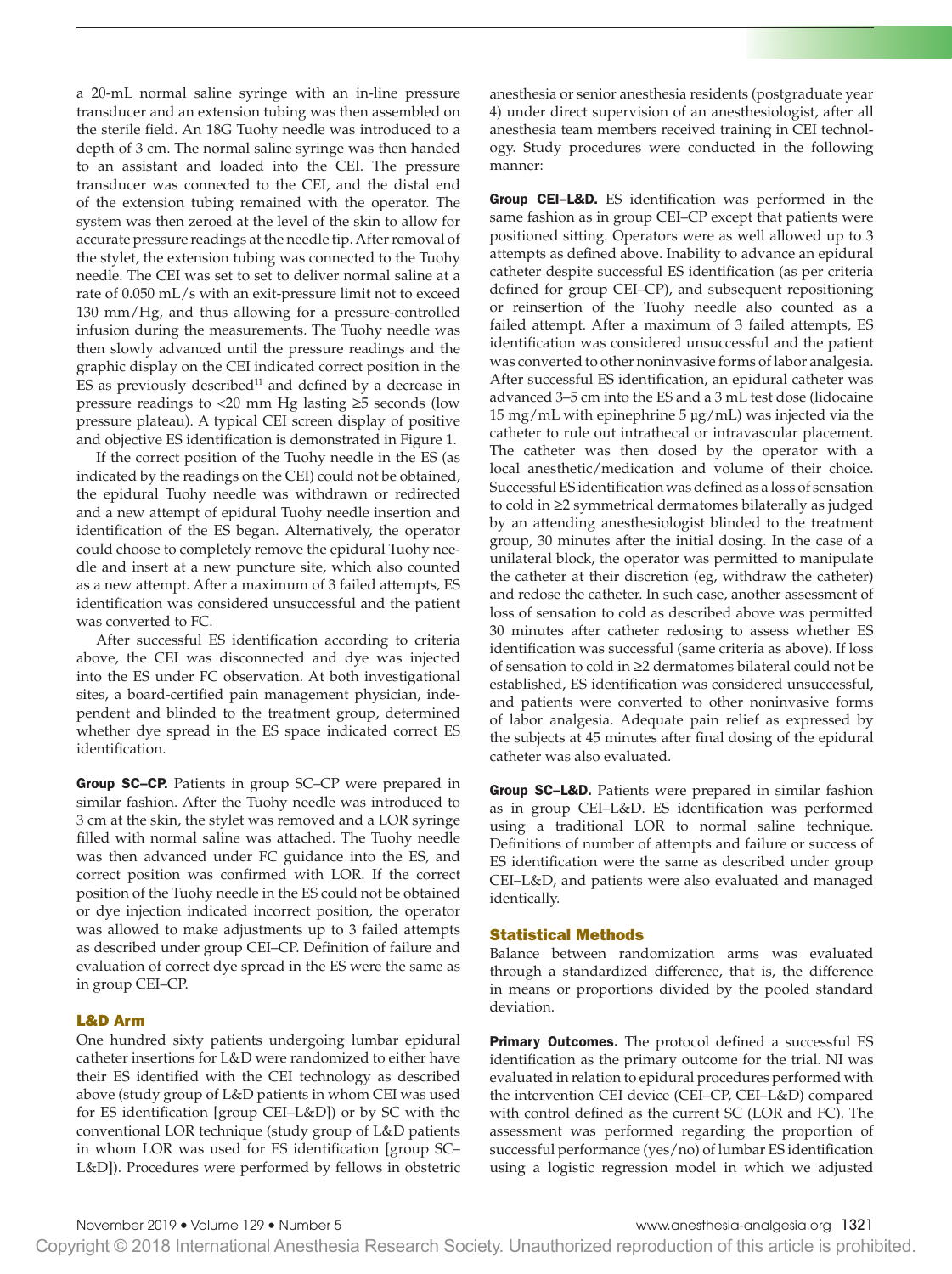a 20-mL normal saline syringe with an in-line pressure transducer and an extension tubing was then assembled on the sterile field. An 18G Tuohy needle was introduced to a depth of 3 cm. The normal saline syringe was then handed to an assistant and loaded into the CEI. The pressure transducer was connected to the CEI, and the distal end of the extension tubing remained with the operator. The system was then zeroed at the level of the skin to allow for accurate pressure readings at the needle tip. After removal of the stylet, the extension tubing was connected to the Tuohy needle. The CEI was set to set to deliver normal saline at a rate of 0.050 mL/s with an exit-pressure limit not to exceed 130 mm/Hg, and thus allowing for a pressure-controlled infusion during the measurements. The Tuohy needle was then slowly advanced until the pressure readings and the graphic display on the CEI indicated correct position in the ES as previously described[11] and defined by a decrease in pressure readings to <20 mm Hg lasting ≥5 seconds (low pressure plateau). A typical CEI screen display of positive and objective ES identification is demonstrated in Figure 1.

If the correct position of the Tuohy needle in the ES (as indicated by the readings on the CEI) could not be obtained, the epidural Tuohy needle was withdrawn or redirected and a new attempt of epidural Tuohy needle insertion and identification of the ES began. Alternatively, the operator could choose to completely remove the epidural Tuohy needle and insert at a new puncture site, which also counted as a new attempt. After a maximum of 3 failed attempts, ES identification was considered unsuccessful and the patient was converted to FC.

After successful ES identification according to criteria above, the CEI was disconnected and dye was injected into the ES under FC observation. At both investigational sites, a board-certified pain management physician, independent and blinded to the treatment group, determined whether dye spread in the ES space indicated correct ES identification.

**Group SC–CP.** Patients in group SC–CP were prepared in similar fashion. After the Tuohy needle was introduced to 3 cm at the skin, the stylet was removed and a LOR syringe filled with normal saline was attached. The Tuohy needle was then advanced under FC guidance into the ES, and correct position was confirmed with LOR. If the correct position of the Tuohy needle in the ES could not be obtained or dye injection indicated incorrect position, the operator was allowed to make adjustments up to 3 failed attempts as described under group CEI–CP. Definition of failure and evaluation of correct dye spread in the ES were the same as in group CEI–CP.

### L&D Arm

One hundred sixty patients undergoing lumbar epidural catheter insertions for L&D were randomized to either have their ES identified with the CEI technology as described above (study group of L&D patients in whom CEI was used for ES identification [group CEI–L&D]) or by SC with the conventional LOR technique (study group of L&D patients in whom LOR was used for ES identification [group SC–L&D]). Procedures were performed by fellows in obstetric anesthesia or senior anesthesia residents (postgraduate year 4) under direct supervision of an anesthesiologist, after all anesthesia team members received training in CEI technology. Study procedures were conducted in the following manner:

**Group CEI–L&D.** ES identification was performed in the same fashion as in group CEI–CP except that patients were positioned sitting. Operators were as well allowed up to 3 attempts as defined above. Inability to advance an epidural catheter despite successful ES identification (as per criteria defined for group CEI–CP), and subsequent repositioning or reinsertion of the Tuohy needle also counted as a failed attempt. After a maximum of 3 failed attempts, ES identification was considered unsuccessful and the patient was converted to other noninvasive forms of labor analgesia. After successful ES identification, an epidural catheter was advanced 3–5 cm into the ES and a 3 mL test dose (lidocaine 15 mg/mL with epinephrine 5 μg/mL) was injected via the catheter to rule out intrathecal or intravascular placement. The catheter was then dosed by the operator with a local anesthetic/medication and volume of their choice. Successful ES identification was defined as a loss of sensation to cold in ≥2 symmetrical dermatomes bilaterally as judged by an attending anesthesiologist blinded to the treatment group, 30 minutes after the initial dosing. In the case of a unilateral block, the operator was permitted to manipulate the catheter at their discretion (eg, withdraw the catheter) and redose the catheter. In such case, another assessment of loss of sensation to cold as described above was permitted 30 minutes after catheter redosing to assess whether ES identification was successful (same criteria as above). If loss of sensation to cold in ≥2 dermatomes bilateral could not be established, ES identification was considered unsuccessful, and patients were converted to other noninvasive forms of labor analgesia. Adequate pain relief as expressed by the subjects at 45 minutes after final dosing of the epidural catheter was also evaluated.

**Group SC–L&D.** Patients were prepared in similar fashion as in group CEI–L&D. ES identification was performed using a traditional LOR to normal saline technique. Definitions of number of attempts and failure or success of ES identification were the same as described under group CEI–L&D, and patients were also evaluated and managed identically.

### Statistical Methods

Balance between randomization arms was evaluated through a standardized difference, that is, the difference in means or proportions divided by the pooled standard deviation.

**Primary Outcomes.** The protocol defined a successful ES identification as the primary outcome for the trial. NI was evaluated in relation to epidural procedures performed with the intervention CEI device (CEI–CP, CEI–L&D) compared with control defined as the current SC (LOR and FC). The assessment was performed regarding the proportion of successful performance (yes/no) of lumbar ES identification using a logistic regression model in which we adjusted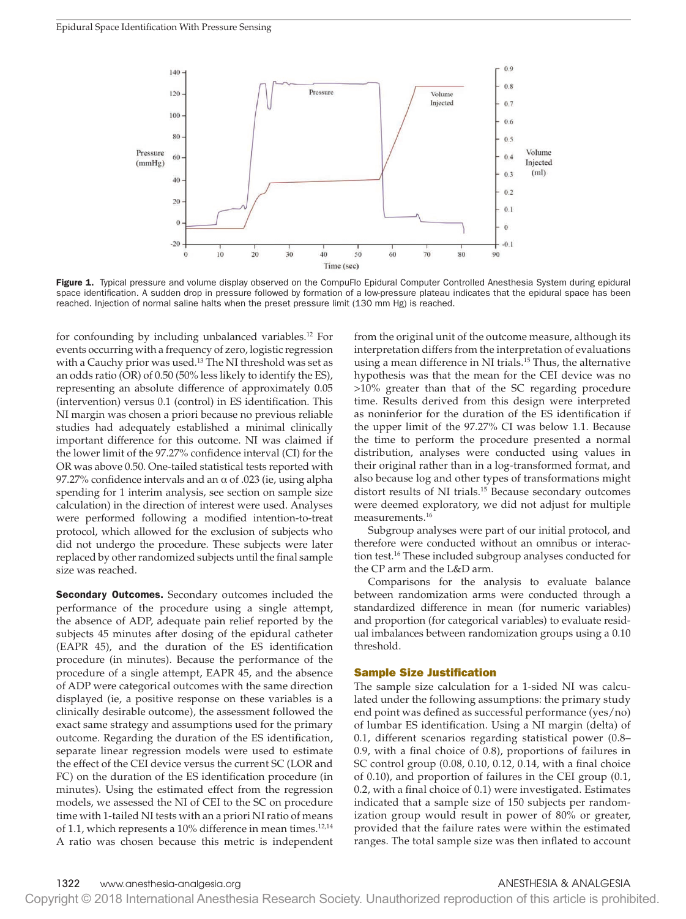Figure 1. Typical pressure and volume display observed on the CompuFlo Epidural Computer Controlled Anesthesia System during epidural space identification. A sudden drop in pressure followed by formation of a low-pressure plateau indicates that the epidural space has been reached. Injection of normal saline halts when the preset pressure limit (130 mm Hg) is reached.

for confounding by including unbalanced variables.[12] For events occurring with a frequency of zero, logistic regression with a Cauchy prior was used.[13] The NI threshold was set as an odds ratio (OR) of 0.50 (50% less likely to identify the ES), representing an absolute difference of approximately 0.05 (intervention) versus 0.1 (control) in ES identification. This NI margin was chosen a priori because no previous reliable studies had adequately established a minimal clinically important difference for this outcome. NI was claimed if the lower limit of the 97.27% confidence interval (CI) for the OR was above 0.50. One-tailed statistical tests reported with 97.27% confidence intervals and an α of .023 (ie, using alpha spending for 1 interim analysis, see section on sample size calculation) in the direction of interest were used. Analyses were performed following a modified intention-to-treat protocol, which allowed for the exclusion of subjects who did not undergo the procedure. These subjects were later replaced by other randomized subjects until the final sample size was reached.

**Secondary Outcomes.** Secondary outcomes included the performance of the procedure using a single attempt, the absence of ADP, adequate pain relief reported by the subjects 45 minutes after dosing of the epidural catheter (EAPR 45), and the duration of the ES identification procedure (in minutes). Because the performance of the procedure of a single attempt, EAPR 45, and the absence of ADP were categorical outcomes with the same direction displayed (ie, a positive response on these variables is a clinically desirable outcome), the assessment followed the exact same strategy and assumptions used for the primary outcome. Regarding the duration of the ES identification, separate linear regression models were used to estimate the effect of the CEI device versus the current SC (LOR and FC) on the duration of the ES identification procedure (in minutes). Using the estimated effect from the regression models, we assessed the NI of CEI to the SC on procedure time with 1-tailed NI tests with an a priori NI ratio of means of 1.1, which represents a 10% difference in mean times.[12,14] A ratio was chosen because this metric is independent from the original unit of the outcome measure, although its interpretation differs from the interpretation of evaluations using a mean difference in NI trials.[15] Thus, the alternative hypothesis was that the mean for the CEI device was no >10% greater than that of the SC regarding procedure time. Results derived from this design were interpreted as noninferior for the duration of the ES identification if the upper limit of the 97.27% CI was below 1.1. Because the time to perform the procedure presented a normal distribution, analyses were conducted using values in their original rather than in a log-transformed format, and also because log and other types of transformations might distort results of NI trials.[15] Because secondary outcomes were deemed exploratory, we did not adjust for multiple measurements.[16]

Subgroup analyses were part of our initial protocol, and therefore were conducted without an omnibus or interaction test.[16] These included subgroup analyses conducted for the CP arm and the L&D arm.

Comparisons for the analysis to evaluate balance between randomization arms were conducted through a standardized difference in mean (for numeric variables) and proportion (for categorical variables) to evaluate residual imbalances between randomization groups using a 0.10 threshold.

## Sample Size Justification

The sample size calculation for a 1-sided NI was calculated under the following assumptions: the primary study end point was defined as successful performance (yes/no) of lumbar ES identification. Using a NI margin (delta) of 0.1, different scenarios regarding statistical power (0.8–0.9, with a final choice of 0.8), proportions of failures in SC control group (0.08, 0.10, 0.12, 0.14, with a final choice of 0.10), and proportion of failures in the CEI group (0.1, 0.2, with a final choice of 0.1) were investigated. Estimates indicated that a sample size of 150 subjects per randomization group would result in power of 80% or greater, provided that the failure rates were within the estimated ranges. The total sample size was then inflated to account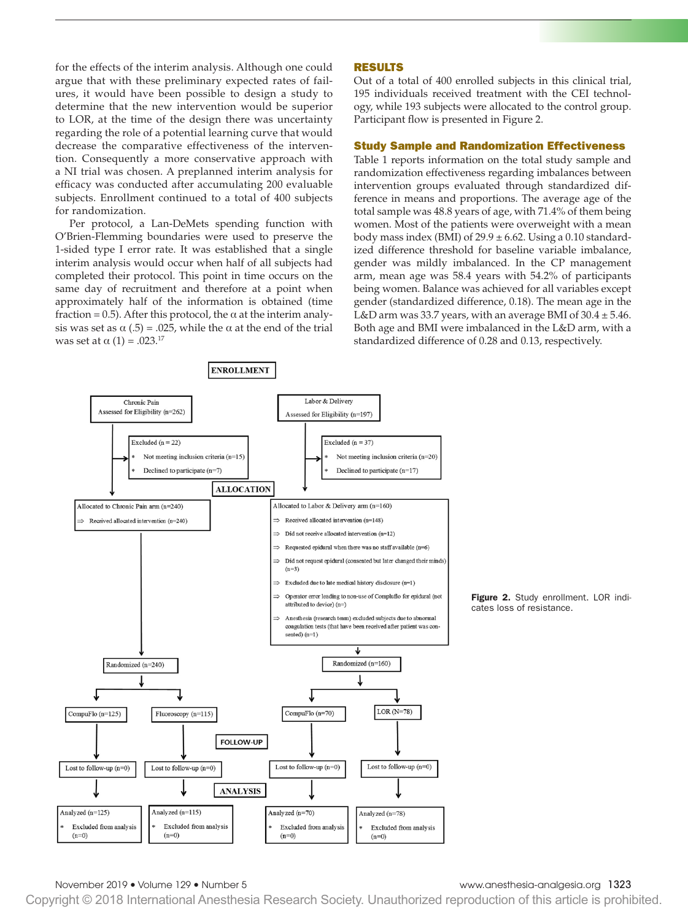for the effects of the interim analysis. Although one could argue that with these preliminary expected rates of failures, it would have been possible to design a study to determine that the new intervention would be superior to LOR, at the time of the design there was uncertainty regarding the role of a potential learning curve that would decrease the comparative effectiveness of the intervention. Consequently a more conservative approach with a NI trial was chosen. A preplanned interim analysis for efficacy was conducted after accumulating 200 evaluable subjects. Enrollment continued to a total of 400 subjects for randomization.

Per protocol, a Lan-DeMets spending function with O'Brien-Flemming boundaries were used to preserve the 1-sided type I error rate. It was established that a single interim analysis would occur when half of all subjects had completed their protocol. This point in time occurs on the same day of recruitment and therefore at a point when approximately half of the information is obtained (time fraction = 0.5). After this protocol, the α at the interim analysis was set as α (.5) = .025, while the α at the end of the trial was set at α (1) = .023.[17]

## RESULTS

Out of a total of 400 enrolled subjects in this clinical trial, 195 individuals received treatment with the CEI technology, while 193 subjects were allocated to the control group. Participant flow is presented in Figure 2.

### Study Sample and Randomization Effectiveness

Table 1 reports information on the total study sample and randomization effectiveness regarding imbalances between intervention groups evaluated through standardized difference in means and proportions. The average age of the total sample was 48.8 years of age, with 71.4% of them being women. Most of the patients were overweight with a mean body mass index (BMI) of 29.9 ± 6.62. Using a 0.10 standardized difference threshold for baseline variable imbalance, gender was mildly imbalanced. In the CP management arm, mean age was 58.4 years with 54.2% of participants being women. Balance was achieved for all variables except gender (standardized difference, 0.18). The mean age in the L&D arm was 33.7 years, with an average BMI of 30.4 ± 5.46. Both age and BMI were imbalanced in the L&D arm, with a standardized difference of 0.28 and 0.13, respectively.

**ENROLLMENT**

Chronic Pain Assessed for Eligibility (n=262)

Excluded (n = 22)
- Not meeting inclusion criteria (n=15)
- Declined to participate (n=7)

Labor & Delivery Assessed for Eligibility (n=197)

Excluded (n = 37)
- Not meeting inclusion criteria (n=20)
- Declined to participate (n=17)

**ALLOCATION**

Allocated to Chronic Pain arm (n=240)
⇒ Received allocated intervention (n=240)

Allocated to Labor & Delivery arm (n=160)
⇒ Received allocated intervention (n=148)
⇒ Did not receive allocated intervention (n=12)
⇒ Requested epidural when there was no staff available (n=6)
⇒ Did not request epidural (consented but later changed their minds) (n=3)
⇒ Excluded due to late medical history disclosure (n=1)
⇒ Operator error leading to non-use of Compuflo for epidural (not attributed to device) (n=)
⇒ Anesthesia (research team) excluded subjects due to abnormal coagulation tests (that have been received after patient was consented) (n=1)

Randomized (n=240)
- CompuFlo (n=125)
- Fluoroscopy (n=115)

Randomized (n=160)
- CompuFlo (n=70)
- LOR (N=78)

**FOLLOW-UP**

CompuFlo: Lost to follow-up (n=0) | Fluoroscopy: Lost to follow-up (n=0) | CompuFlo: Lost to follow-up (n=0) | LOR: Lost to follow-up (n=0)

**ANALYSIS**

Analyzed (n=125), Excluded from analysis (n=0) | Analyzed (n=115), Excluded from analysis (n=0) | Analyzed (n=70), Excluded from analysis (n=0) | Analyzed (n=78), Excluded from analysis (n=0)

**Figure 2.** Study enrollment. LOR indicates loss of resistance.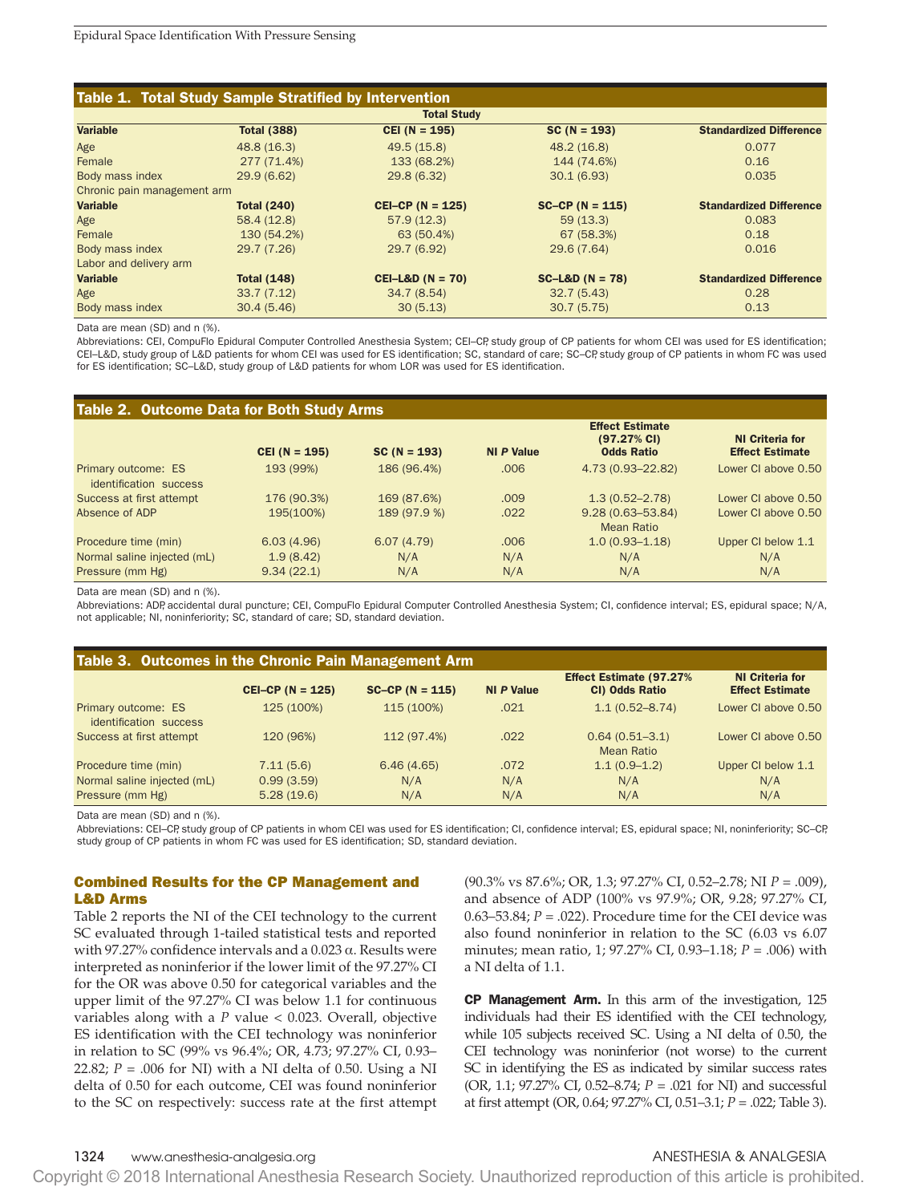**Table 1. Total Study Sample Stratified by Intervention**

| | | Total Study | | |
|---|---|---|---|---|
| **Variable** | **Total (388)** | **CEI (N = 195)** | **SC (N = 193)** | **Standardized Difference** |
| Age | 48.8 (16.3) | 49.5 (15.8) | 48.2 (16.8) | 0.077 |
| Female | 277 (71.4%) | 133 (68.2%) | 144 (74.6%) | 0.16 |
| Body mass index | 29.9 (6.62) | 29.8 (6.32) | 30.1 (6.93) | 0.035 |
| Chronic pain management arm | | | | |
| **Variable** | **Total (240)** | **CEI–CP (N = 125)** | **SC–CP (N = 115)** | **Standardized Difference** |
| Age | 58.4 (12.8) | 57.9 (12.3) | 59 (13.3) | 0.083 |
| Female | 130 (54.2%) | 63 (50.4%) | 67 (58.3%) | 0.18 |
| Body mass index | 29.7 (7.26) | 29.7 (6.92) | 29.6 (7.64) | 0.016 |
| Labor and delivery arm | | | | |
| **Variable** | **Total (148)** | **CEI–L&D (N = 70)** | **SC–L&D (N = 78)** | **Standardized Difference** |
| Age | 33.7 (7.12) | 34.7 (8.54) | 32.7 (5.43) | 0.28 |
| Body mass index | 30.4 (5.46) | 30 (5.13) | 30.7 (5.75) | 0.13 |

Data are mean (SD) and n (%).

Abbreviations: CEI, CompuFlo Epidural Computer Controlled Anesthesia System; CEI–CP, study group of CP patients for whom CEI was used for ES identification; CEI–L&D, study group of L&D patients for whom CEI was used for ES identification; SC, standard of care; SC–CP, study group of CP patients in whom FC was used for ES identification; SC–L&D, study group of L&D patients for whom LOR was used for ES identification.

**Table 2. Outcome Data for Both Study Arms**

| | CEI (N = 195) | SC (N = 193) | NI *P* Value | Effect Estimate (97.27% CI) Odds Ratio | NI Criteria for Effect Estimate |
|---|---|---|---|---|---|
| Primary outcome: ES identification success | 193 (99%) | 186 (96.4%) | .006 | 4.73 (0.93–22.82) | Lower CI above 0.50 |
| Success at first attempt | 176 (90.3%) | 169 (87.6%) | .009 | 1.3 (0.52–2.78) | Lower CI above 0.50 |
| Absence of ADP | 195(100%) | 189 (97.9 %) | .022 | 9.28 (0.63–53.84) | Lower CI above 0.50 |
| | | | | Mean Ratio | |
| Procedure time (min) | 6.03 (4.96) | 6.07 (4.79) | .006 | 1.0 (0.93–1.18) | Upper CI below 1.1 |
| Normal saline injected (mL) | 1.9 (8.42) | N/A | N/A | N/A | N/A |
| Pressure (mm Hg) | 9.34 (22.1) | N/A | N/A | N/A | N/A |

Data are mean (SD) and n (%).

Abbreviations: ADP, accidental dural puncture; CEI, CompuFlo Epidural Computer Controlled Anesthesia System; CI, confidence interval; ES, epidural space; N/A, not applicable; NI, noninferiority; SC, standard of care; SD, standard deviation.

**Table 3. Outcomes in the Chronic Pain Management Arm**

| | CEI–CP (N = 125) | SC–CP (N = 115) | NI *P* Value | Effect Estimate (97.27% CI) Odds Ratio | NI Criteria for Effect Estimate |
|---|---|---|---|---|---|
| Primary outcome: ES identification success | 125 (100%) | 115 (100%) | .021 | 1.1 (0.52–8.74) | Lower CI above 0.50 |
| Success at first attempt | 120 (96%) | 112 (97.4%) | .022 | 0.64 (0.51–3.1) | Lower CI above 0.50 |
| | | | | Mean Ratio | |
| Procedure time (min) | 7.11 (5.6) | 6.46 (4.65) | .072 | 1.1 (0.9–1.2) | Upper CI below 1.1 |
| Normal saline injected (mL) | 0.99 (3.59) | N/A | N/A | N/A | N/A |
| Pressure (mm Hg) | 5.28 (19.6) | N/A | N/A | N/A | N/A |

Data are mean (SD) and n (%).

Abbreviations: CEI–CP, study group of CP patients in whom CEI was used for ES identification; CI, confidence interval; ES, epidural space; NI, noninferiority; SC–CP, study group of CP patients in whom FC was used for ES identification; SD, standard deviation.

### Combined Results for the CP Management and L&D Arms

Table 2 reports the NI of the CEI technology to the current SC evaluated through 1-tailed statistical tests and reported with 97.27% confidence intervals and a 0.023 α. Results were interpreted as noninferior if the lower limit of the 97.27% CI for the OR was above 0.50 for categorical variables and the upper limit of the 97.27% CI was below 1.1 for continuous variables along with a *P* value < 0.023. Overall, objective ES identification with the CEI technology was noninferior in relation to SC (99% vs 96.4%; OR, 4.73; 97.27% CI, 0.93–22.82; *P* = .006 for NI) with a NI delta of 0.50. Using a NI delta of 0.50 for each outcome, CEI was found noninferior to the SC on respectively: success rate at the first attempt (90.3% vs 87.6%; OR, 1.3; 97.27% CI, 0.52–2.78; NI *P* = .009), and absence of ADP (100% vs 97.9%; OR, 9.28; 97.27% CI, 0.63–53.84; *P* = .022). Procedure time for the CEI device was also found noninferior in relation to the SC (6.03 vs 6.07 minutes; mean ratio, 1; 97.27% CI, 0.93–1.18; *P* = .006) with a NI delta of 1.1.

**CP Management Arm.** In this arm of the investigation, 125 individuals had their ES identified with the CEI technology, while 105 subjects received SC. Using a NI delta of 0.50, the CEI technology was noninferior (not worse) to the current SC in identifying the ES as indicated by similar success rates (OR, 1.1; 97.27% CI, 0.52–8.74; *P* = .021 for NI) and successful at first attempt (OR, 0.64; 97.27% CI, 0.51–3.1; *P* = .022; Table 3).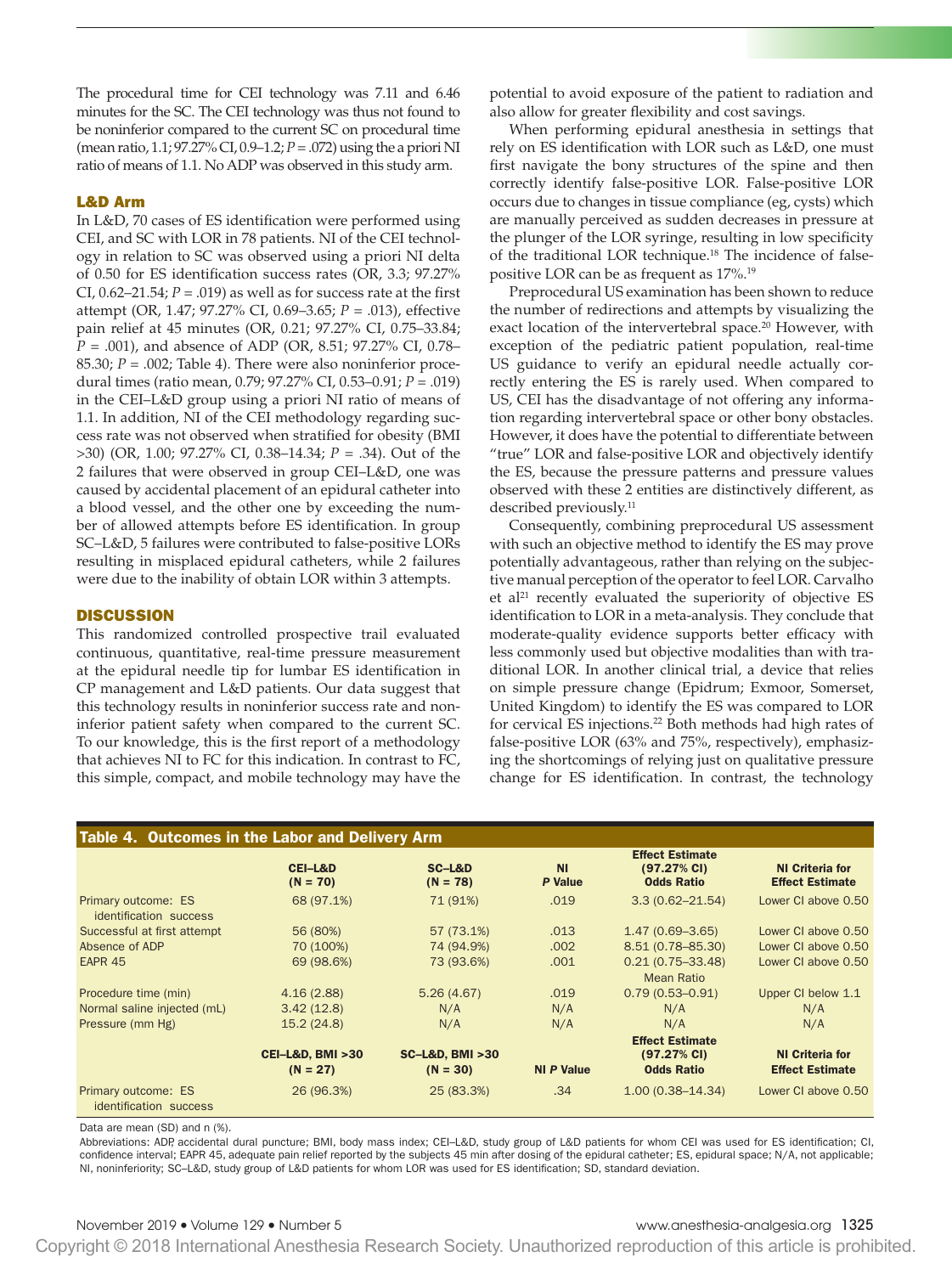The procedural time for CEI technology was 7.11 and 6.46 minutes for the SC. The CEI technology was thus not found to be noninferior compared to the current SC on procedural time (mean ratio, 1.1; 97.27% CI, 0.9–1.2; *P* = .072) using the a priori NI ratio of means of 1.1. No ADP was observed in this study arm.

### L&D Arm

In L&D, 70 cases of ES identification were performed using CEI, and SC with LOR in 78 patients. NI of the CEI technology in relation to SC was observed using a priori NI delta of 0.50 for ES identification success rates (OR, 3.3; 97.27% CI, 0.62–21.54; *P* = .019) as well as for success rate at the first attempt (OR, 1.47; 97.27% CI, 0.69–3.65; *P* = .013), effective pain relief at 45 minutes (OR, 0.21; 97.27% CI, 0.75–33.84; *P* = .001), and absence of ADP (OR, 8.51; 97.27% CI, 0.78–85.30; *P* = .002; Table 4). There were also noninferior procedural times (ratio mean, 0.79; 97.27% CI, 0.53–0.91; *P* = .019) in the CEI–L&D group using a priori NI ratio of means of 1.1. In addition, NI of the CEI methodology regarding success rate was not observed when stratified for obesity (BMI >30) (OR, 1.00; 97.27% CI, 0.38–14.34; *P* = .34). Out of the 2 failures that were observed in group CEI–L&D, one was caused by accidental placement of an epidural catheter into a blood vessel, and the other one by exceeding the number of allowed attempts before ES identification. In group SC–L&D, 5 failures were contributed to false-positive LORs resulting in misplaced epidural catheters, while 2 failures were due to the inability of obtain LOR within 3 attempts.

## DISCUSSION

This randomized controlled prospective trail evaluated continuous, quantitative, real-time pressure measurement at the epidural needle tip for lumbar ES identification in CP management and L&D patients. Our data suggest that this technology results in noninferior success rate and noninferior patient safety when compared to the current SC. To our knowledge, this is the first report of a methodology that achieves NI to FC for this indication. In contrast to FC, this simple, compact, and mobile technology may have the potential to avoid exposure of the patient to radiation and also allow for greater flexibility and cost savings.

When performing epidural anesthesia in settings that rely on ES identification with LOR such as L&D, one must first navigate the bony structures of the spine and then correctly identify false-positive LOR. False-positive LOR occurs due to changes in tissue compliance (eg, cysts) which are manually perceived as sudden decreases in pressure at the plunger of the LOR syringe, resulting in low specificity of the traditional LOR technique.[18] The incidence of false-positive LOR can be as frequent as 17%.[19]

Preprocedural US examination has been shown to reduce the number of redirections and attempts by visualizing the exact location of the intervertebral space.[20] However, with exception of the pediatric patient population, real-time US guidance to verify an epidural needle actually correctly entering the ES is rarely used. When compared to US, CEI has the disadvantage of not offering any information regarding intervertebral space or other bony obstacles. However, it does have the potential to differentiate between "true" LOR and false-positive LOR and objectively identify the ES, because the pressure patterns and pressure values observed with these 2 entities are distinctively different, as described previously.[11]

Consequently, combining preprocedural US assessment with such an objective method to identify the ES may prove potentially advantageous, rather than relying on the subjective manual perception of the operator to feel LOR. Carvalho et al[21] recently evaluated the superiority of objective ES identification to LOR in a meta-analysis. They conclude that moderate-quality evidence supports better efficacy with less commonly used but objective modalities than with traditional LOR. In another clinical trial, a device that relies on simple pressure change (Epidrum; Exmoor, Somerset, United Kingdom) to identify the ES was compared to LOR for cervical ES injections.[22] Both methods had high rates of false-positive LOR (63% and 75%, respectively), emphasizing the shortcomings of relying just on qualitative pressure change for ES identification. In contrast, the technology

**Table 4. Outcomes in the Labor and Delivery Arm**

| | CEI–L&D (N = 70) | SC–L&D (N = 78) | NI *P* Value | Effect Estimate (97.27% CI) Odds Ratio | NI Criteria for Effect Estimate |
|---|---|---|---|---|---|
| Primary outcome: ES identification success | 68 (97.1%) | 71 (91%) | .019 | 3.3 (0.62–21.54) | Lower CI above 0.50 |
| Successful at first attempt | 56 (80%) | 57 (73.1%) | .013 | 1.47 (0.69–3.65) | Lower CI above 0.50 |
| Absence of ADP | 70 (100%) | 74 (94.9%) | .002 | 8.51 (0.78–85.30) | Lower CI above 0.50 |
| EAPR 45 | 69 (98.6%) | 73 (93.6%) | .001 | 0.21 (0.75–33.48) | Lower CI above 0.50 |
| | | | | Mean Ratio | |
| Procedure time (min) | 4.16 (2.88) | 5.26 (4.67) | .019 | 0.79 (0.53–0.91) | Upper CI below 1.1 |
| Normal saline injected (mL) | 3.42 (12.8) | N/A | N/A | N/A | N/A |
| Pressure (mm Hg) | 15.2 (24.8) | N/A | N/A | N/A | N/A |
| | **CEI–L&D, BMI >30 (N = 27)** | **SC–L&D, BMI >30 (N = 30)** | **NI *P* Value** | **Effect Estimate (97.27% CI) Odds Ratio** | **NI Criteria for Effect Estimate** |
| Primary outcome: ES identification success | 26 (96.3%) | 25 (83.3%) | .34 | 1.00 (0.38–14.34) | Lower CI above 0.50 |

Data are mean (SD) and n (%).

Abbreviations: ADP, accidental dural puncture; BMI, body mass index; CEI–L&D, study group of L&D patients for whom CEI was used for ES identification; CI, confidence interval; EAPR 45, adequate pain relief reported by the subjects 45 min after dosing of the epidural catheter; ES, epidural space; N/A, not applicable; NI, noninferiority; SC–L&D, study group of L&D patients for whom LOR was used for ES identification; SD, standard deviation.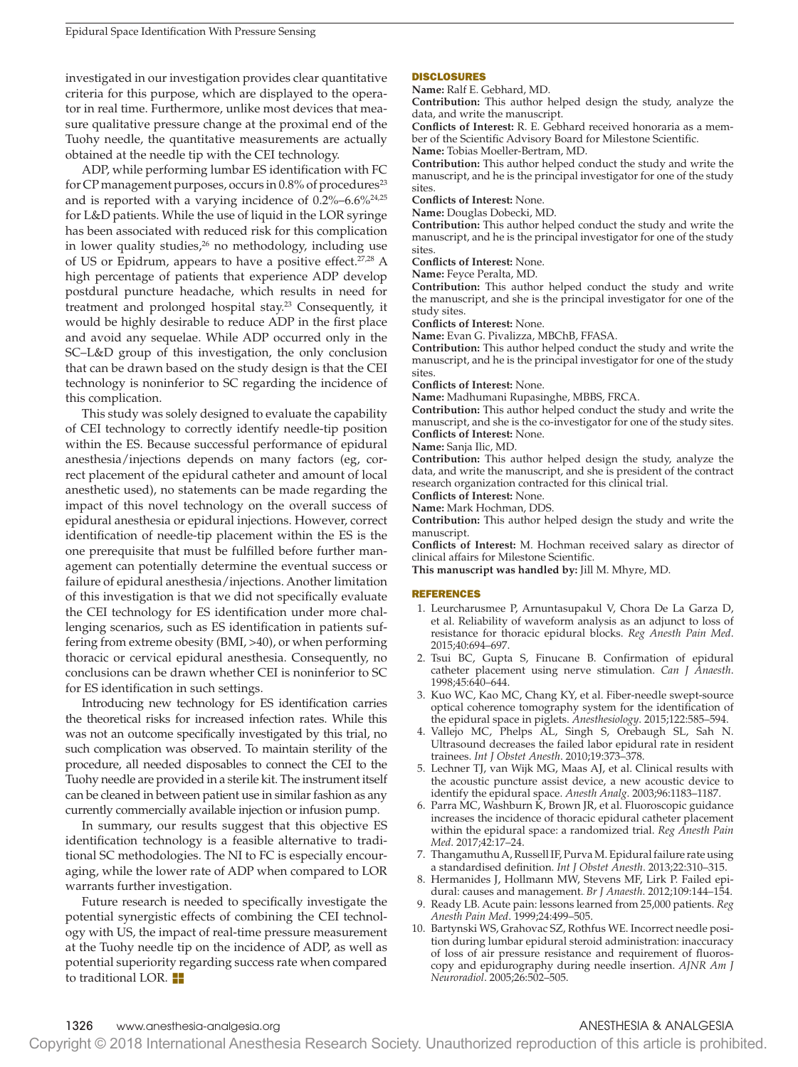investigated in our investigation provides clear quantitative criteria for this purpose, which are displayed to the operator in real time. Furthermore, unlike most devices that measure qualitative pressure change at the proximal end of the Tuohy needle, the quantitative measurements are actually obtained at the needle tip with the CEI technology.

ADP, while performing lumbar ES identification with FC for CP management purposes, occurs in 0.8% of procedures[23] and is reported with a varying incidence of 0.2%–6.6%[24,25] for L&D patients. While the use of liquid in the LOR syringe has been associated with reduced risk for this complication in lower quality studies,[26] no methodology, including use of US or Epidrum, appears to have a positive effect.[27,28] A high percentage of patients that experience ADP develop postdural puncture headache, which results in need for treatment and prolonged hospital stay.[23] Consequently, it would be highly desirable to reduce ADP in the first place and avoid any sequelae. While ADP occurred only in the SC–L&D group of this investigation, the only conclusion that can be drawn based on the study design is that the CEI technology is noninferior to SC regarding the incidence of this complication.

This study was solely designed to evaluate the capability of CEI technology to correctly identify needle-tip position within the ES. Because successful performance of epidural anesthesia/injections depends on many factors (eg, correct placement of the epidural catheter and amount of local anesthetic used), no statements can be made regarding the impact of this novel technology on the overall success of epidural anesthesia or epidural injections. However, correct identification of needle-tip placement within the ES is the one prerequisite that must be fulfilled before further management can potentially determine the eventual success or failure of epidural anesthesia/injections. Another limitation of this investigation is that we did not specifically evaluate the CEI technology for ES identification under more challenging scenarios, such as ES identification in patients suffering from extreme obesity (BMI, >40), or when performing thoracic or cervical epidural anesthesia. Consequently, no conclusions can be drawn whether CEI is noninferior to SC for ES identification in such settings.

Introducing new technology for ES identification carries the theoretical risks for increased infection rates. While this was not an outcome specifically investigated by this trial, no such complication was observed. To maintain sterility of the procedure, all needed disposables to connect the CEI to the Tuohy needle are provided in a sterile kit. The instrument itself can be cleaned in between patient use in similar fashion as any currently commercially available injection or infusion pump.

In summary, our results suggest that this objective ES identification technology is a feasible alternative to traditional SC methodologies. The NI to FC is especially encouraging, while the lower rate of ADP when compared to LOR warrants further investigation.

Future research is needed to specifically investigate the potential synergistic effects of combining the CEI technology with US, the impact of real-time pressure measurement at the Tuohy needle tip on the incidence of ADP, as well as potential superiority regarding success rate when compared to traditional LOR.

## DISCLOSURES

**Name:** Ralf E. Gebhard, MD.
**Contribution:** This author helped design the study, analyze the data, and write the manuscript.
**Conflicts of Interest:** R. E. Gebhard received honoraria as a member of the Scientific Advisory Board for Milestone Scientific.
**Name:** Tobias Moeller-Bertram, MD.
**Contribution:** This author helped conduct the study and write the manuscript, and he is the principal investigator for one of the study sites.
**Conflicts of Interest:** None.
**Name:** Douglas Dobecki, MD.
**Contribution:** This author helped conduct the study and write the manuscript, and he is the principal investigator for one of the study sites.
**Conflicts of Interest:** None.
**Name:** Feyce Peralta, MD.
**Contribution:** This author helped conduct the study and write the manuscript, and she is the principal investigator for one of the study sites.
**Conflicts of Interest:** None.
**Name:** Evan G. Pivalizza, MBChB, FFASA.
**Contribution:** This author helped conduct the study and write the manuscript, and he is the principal investigator for one of the study sites.
**Conflicts of Interest:** None.
**Name:** Madhumani Rupasinghe, MBBS, FRCA.
**Contribution:** This author helped conduct the study and write the manuscript, and she is the co-investigator for one of the study sites.
**Conflicts of Interest:** None.
**Name:** Sanja Ilic, MD.
**Contribution:** This author helped design the study, analyze the data, and write the manuscript, and she is president of the contract research organization contracted for this clinical trial.
**Conflicts of Interest:** None.
**Name:** Mark Hochman, DDS.
**Contribution:** This author helped design the study and write the manuscript.
**Conflicts of Interest:** M. Hochman received salary as director of clinical affairs for Milestone Scientific.
**This manuscript was handled by:** Jill M. Mhyre, MD.

## REFERENCES

1. Leurcharusmee P, Arnuntasupakul V, Chora De La Garza D, et al. Reliability of waveform analysis as an adjunct to loss of resistance for thoracic epidural blocks. *Reg Anesth Pain Med*. 2015;40:694–697.
2. Tsui BC, Gupta S, Finucane B. Confirmation of epidural catheter placement using nerve stimulation. *Can J Anaesth*. 1998;45:640–644.
3. Kuo WC, Kao MC, Chang KY, et al. Fiber-needle swept-source optical coherence tomography system for the identification of the epidural space in piglets. *Anesthesiology*. 2015;122:585–594.
4. Vallejo MC, Phelps AL, Singh S, Orebaugh SL, Sah N. Ultrasound decreases the failed labor epidural rate in resident trainees. *Int J Obstet Anesth*. 2010;19:373–378.
5. Lechner TJ, van Wijk MG, Maas AJ, et al. Clinical results with the acoustic puncture assist device, a new acoustic device to identify the epidural space. *Anesth Analg*. 2003;96:1183–1187.
6. Parra MC, Washburn K, Brown JR, et al. Fluoroscopic guidance increases the incidence of thoracic epidural catheter placement within the epidural space: a randomized trial. *Reg Anesth Pain Med*. 2017;42:17–24.
7. Thangamuthu A, Russell IF, Purva M. Epidural failure rate using a standardised definition. *Int J Obstet Anesth*. 2013;22:310–315.
8. Hermanides J, Hollmann MW, Stevens MF, Lirk P. Failed epidural: causes and management. *Br J Anaesth*. 2012;109:144–154.
9. Ready LB. Acute pain: lessons learned from 25,000 patients. *Reg Anesth Pain Med*. 1999;24:499–505.
10. Bartynski WS, Grahovac SZ, Rothfus WE. Incorrect needle position during lumbar epidural steroid administration: inaccuracy of loss of air pressure resistance and requirement of fluoroscopy and epidurography during needle insertion. *AJNR Am J Neuroradiol*. 2005;26:502–505.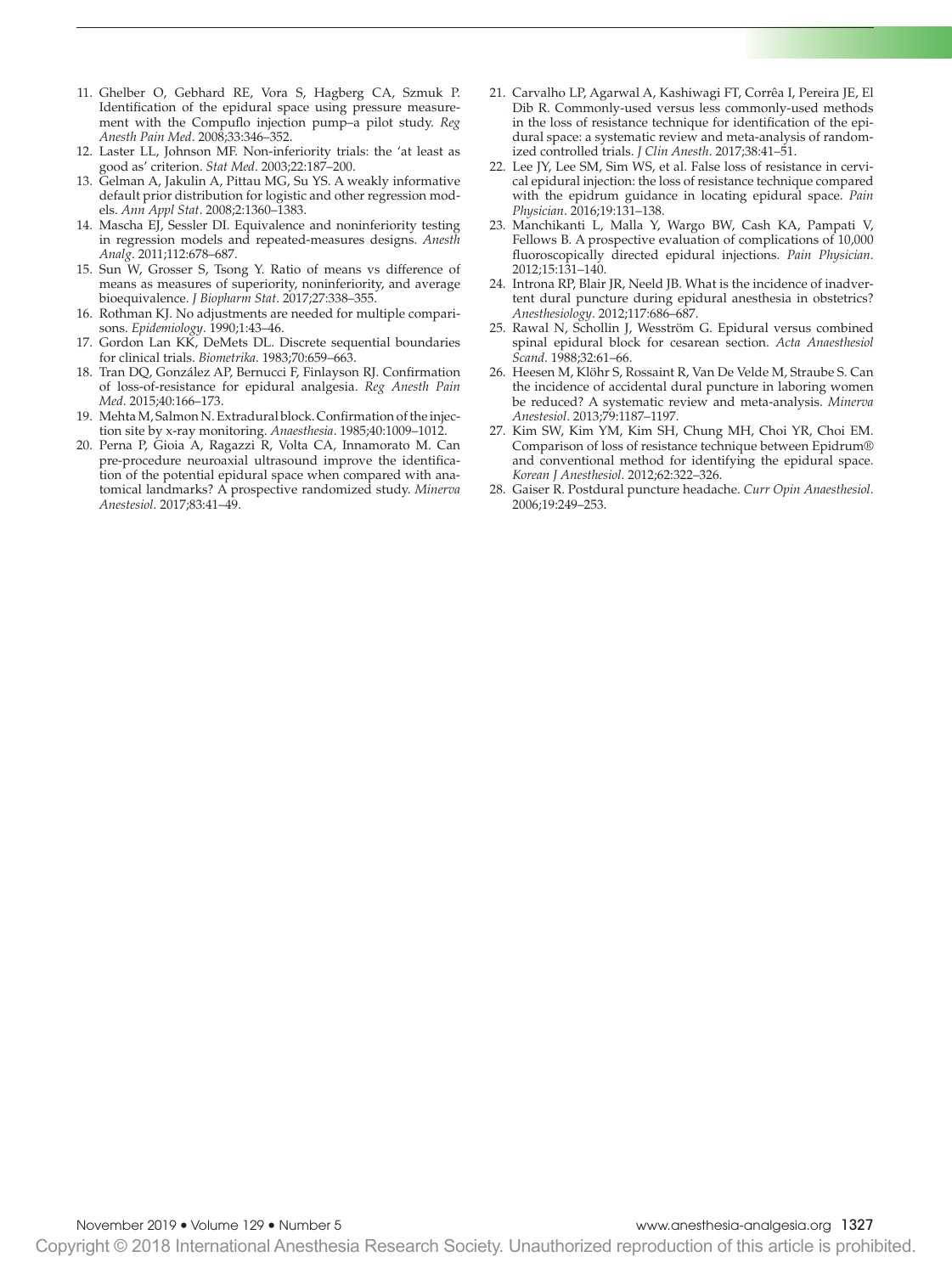11. Ghelber O, Gebhard RE, Vora S, Hagberg CA, Szmuk P. Identification of the epidural space using pressure measurement with the Compuflo injection pump–a pilot study. *Reg Anesth Pain Med*. 2008;33:346–352.
12. Laster LL, Johnson MF. Non-inferiority trials: the 'at least as good as' criterion. *Stat Med*. 2003;22:187–200.
13. Gelman A, Jakulin A, Pittau MG, Su YS. A weakly informative default prior distribution for logistic and other regression models. *Ann Appl Stat*. 2008;2:1360–1383.
14. Mascha EJ, Sessler DI. Equivalence and noninferiority testing in regression models and repeated-measures designs. *Anesth Analg*. 2011;112:678–687.
15. Sun W, Grosser S, Tsong Y. Ratio of means vs difference of means as measures of superiority, noninferiority, and average bioequivalence. *J Biopharm Stat*. 2017;27:338–355.
16. Rothman KJ. No adjustments are needed for multiple comparisons. *Epidemiology*. 1990;1:43–46.
17. Gordon Lan KK, DeMets DL. Discrete sequential boundaries for clinical trials. *Biometrika*. 1983;70:659–663.
18. Tran DQ, González AP, Bernucci F, Finlayson RJ. Confirmation of loss-of-resistance for epidural analgesia. *Reg Anesth Pain Med*. 2015;40:166–173.
19. Mehta M, Salmon N. Extradural block. Confirmation of the injection site by x-ray monitoring. *Anaesthesia*. 1985;40:1009–1012.
20. Perna P, Gioia A, Ragazzi R, Volta CA, Innamorato M. Can pre-procedure neuroaxial ultrasound improve the identification of the potential epidural space when compared with anatomical landmarks? A prospective randomized study. *Minerva Anestesiol*. 2017;83:41–49.
21. Carvalho LP, Agarwal A, Kashiwagi FT, Corrêa I, Pereira JE, El Dib R. Commonly-used versus less commonly-used methods in the loss of resistance technique for identification of the epidural space: a systematic review and meta-analysis of randomized controlled trials. *J Clin Anesth*. 2017;38:41–51.
22. Lee JY, Lee SM, Sim WS, et al. False loss of resistance in cervical epidural injection: the loss of resistance technique compared with the epidrum guidance in locating epidural space. *Pain Physician*. 2016;19:131–138.
23. Manchikanti L, Malla Y, Wargo BW, Cash KA, Pampati V, Fellows B. A prospective evaluation of complications of 10,000 fluoroscopically directed epidural injections. *Pain Physician*. 2012;15:131–140.
24. Introna RP, Blair JR, Neeld JB. What is the incidence of inadvertent dural puncture during epidural anesthesia in obstetrics? *Anesthesiology*. 2012;117:686–687.
25. Rawal N, Schollin J, Wesström G. Epidural versus combined spinal epidural block for cesarean section. *Acta Anaesthesiol Scand*. 1988;32:61–66.
26. Heesen M, Klöhr S, Rossaint R, Van De Velde M, Straube S. Can the incidence of accidental dural puncture in laboring women be reduced? A systematic review and meta-analysis. *Minerva Anestesiol*. 2013;79:1187–1197.
27. Kim SW, Kim YM, Kim SH, Chung MH, Choi YR, Choi EM. Comparison of loss of resistance technique between Epidrum® and conventional method for identifying the epidural space. *Korean J Anesthesiol*. 2012;62:322–326.
28. Gaiser R. Postdural puncture headache. *Curr Opin Anaesthesiol*. 2006;19:249–253.